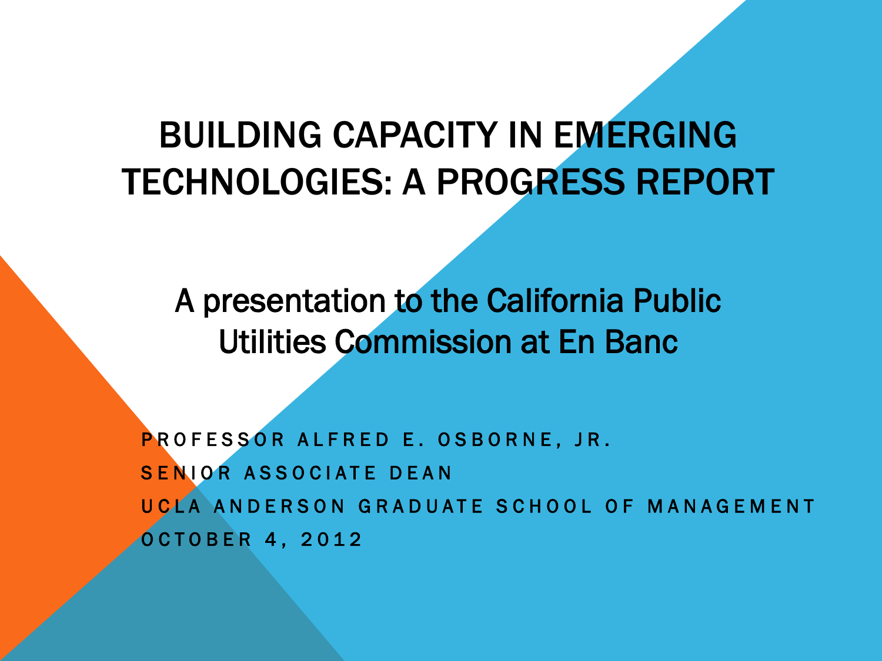# BUILDING CAPACITY IN EMERGING TECHNOLOGIES: A PROGRESS REPORT

## A presentation to the California Public Utilities Commission at En Banc

PROFESSOR ALFRED E. OSBORNE, JR.

SENIOR ASSOCIATE DEAN

UCLA ANDERSON GRADUATE SCHOOL OF MANAGEMENT

OCTOBER 4, 2012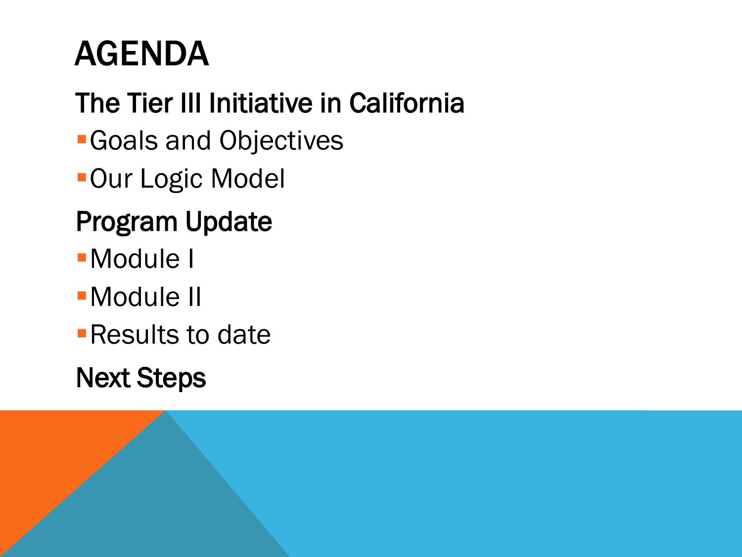# AGENDA

## The Tier III Initiative in California

- Goals and Objectives
- Our Logic Model

## Program Update

- Module I
- Module II
- Results to date

## Next Steps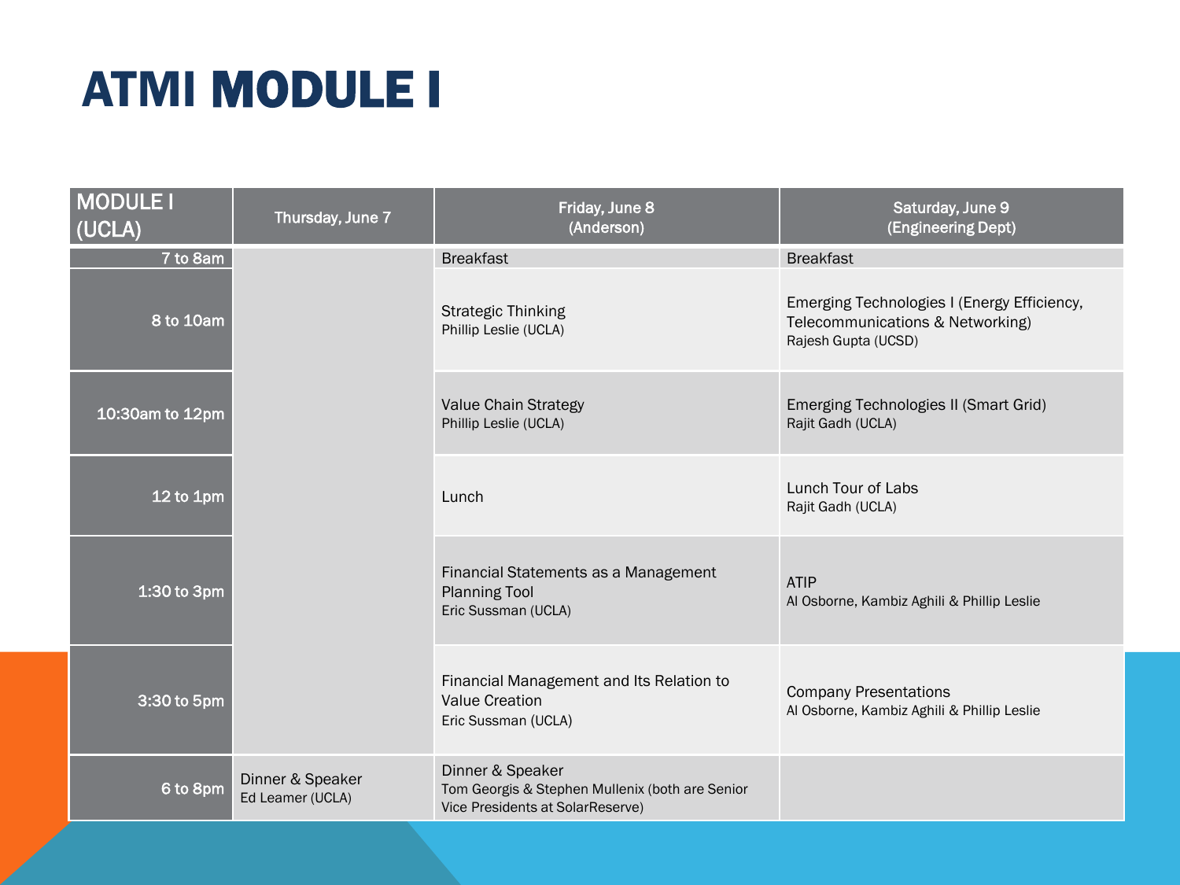# ATMI MODULE I

| MODULE I (UCLA) | Thursday, June 7 | Friday, June 8 (Anderson) | Saturday, June 9 (Engineering Dept) |
|---|---|---|---|
| 7 to 8am | | Breakfast | Breakfast |
| 8 to 10am | | Strategic Thinking<br>Phillip Leslie (UCLA) | Emerging Technologies I (Energy Efficiency, Telecommunications & Networking)<br>Rajesh Gupta (UCSD) |
| 10:30am to 12pm | | Value Chain Strategy<br>Phillip Leslie (UCLA) | Emerging Technologies II (Smart Grid)<br>Rajit Gadh (UCLA) |
| 12 to 1pm | | Lunch | Lunch Tour of Labs<br>Rajit Gadh (UCLA) |
| 1:30 to 3pm | | Financial Statements as a Management Planning Tool<br>Eric Sussman (UCLA) | ATIP<br>Al Osborne, Kambiz Aghili & Phillip Leslie |
| 3:30 to 5pm | | Financial Management and Its Relation to Value Creation<br>Eric Sussman (UCLA) | Company Presentations<br>Al Osborne, Kambiz Aghili & Phillip Leslie |
| 6 to 8pm | Dinner & Speaker<br>Ed Leamer (UCLA) | Dinner & Speaker<br>Tom Georgis & Stephen Mullenix (both are Senior Vice Presidents at SolarReserve) | |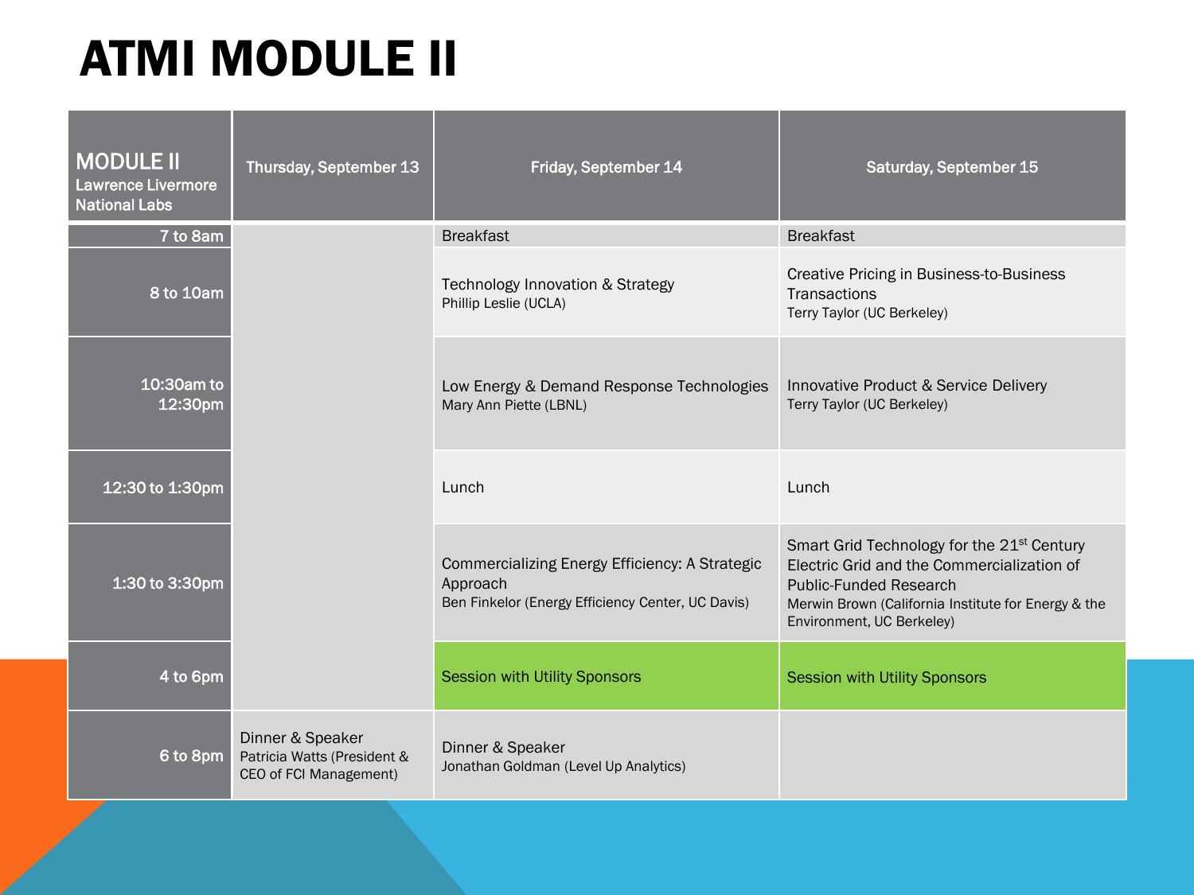# ATMI MODULE II

| MODULE II Lawrence Livermore National Labs | Thursday, September 13 | Friday, September 14 | Saturday, September 15 |
|---|---|---|---|
| 7 to 8am | | Breakfast | Breakfast |
| 8 to 10am | | Technology Innovation & Strategy<br>Phillip Leslie (UCLA) | Creative Pricing in Business-to-Business Transactions<br>Terry Taylor (UC Berkeley) |
| 10:30am to 12:30pm | | Low Energy & Demand Response Technologies<br>Mary Ann Piette (LBNL) | Innovative Product & Service Delivery<br>Terry Taylor (UC Berkeley) |
| 12:30 to 1:30pm | | Lunch | Lunch |
| 1:30 to 3:30pm | | Commercializing Energy Efficiency: A Strategic Approach<br>Ben Finkelor (Energy Efficiency Center, UC Davis) | Smart Grid Technology for the 21$^{st}$ Century Electric Grid and the Commercialization of Public-Funded Research<br>Merwin Brown (California Institute for Energy & the Environment, UC Berkeley) |
| 4 to 6pm | | Session with Utility Sponsors | Session with Utility Sponsors |
| 6 to 8pm | Dinner & Speaker<br>Patricia Watts (President & CEO of FCI Management) | Dinner & Speaker<br>Jonathan Goldman (Level Up Analytics) | |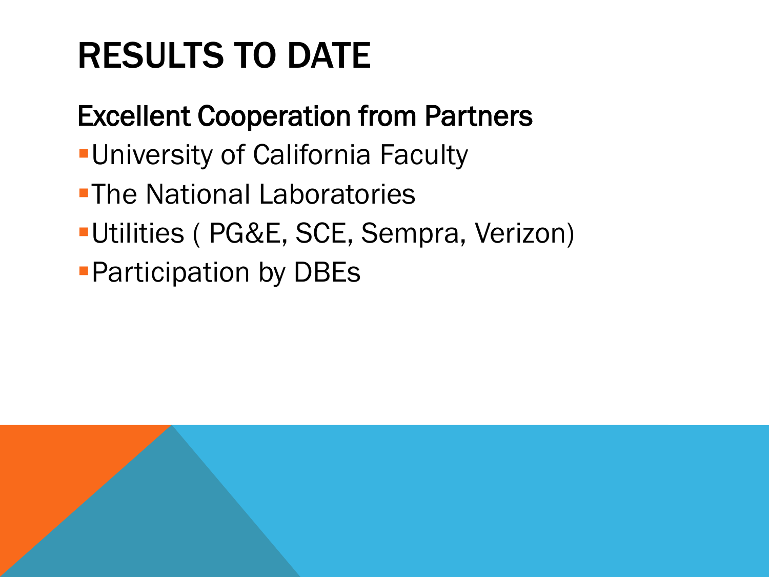# RESULTS TO DATE

## Excellent Cooperation from Partners

- University of California Faculty
- The National Laboratories
- Utilities ( PG&E, SCE, Sempra, Verizon)
- Participation by DBEs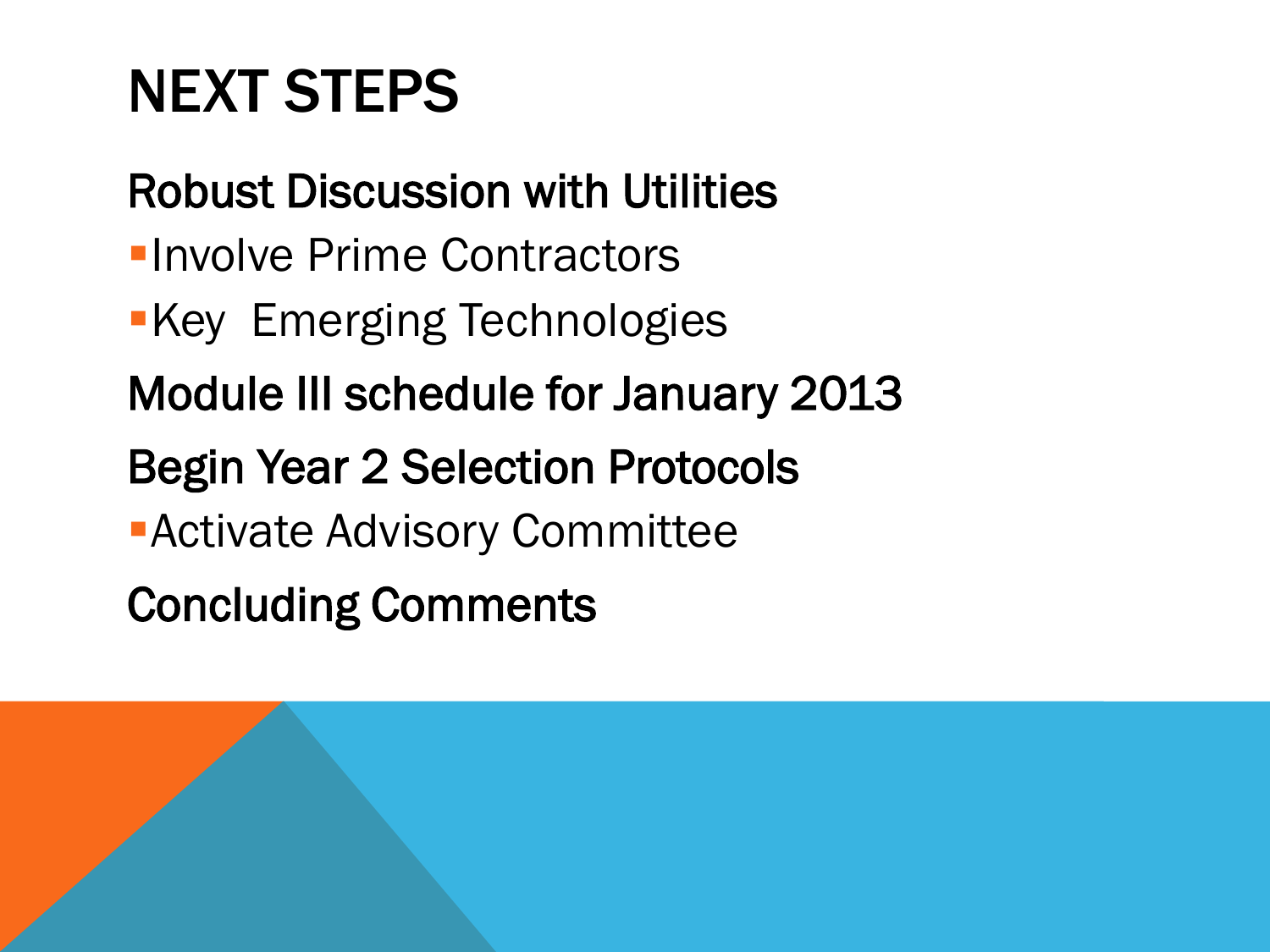# NEXT STEPS

Robust Discussion with Utilities

- Involve Prime Contractors
- Key  Emerging Technologies

Module III schedule for January 2013

Begin Year 2 Selection Protocols

- Activate Advisory Committee

Concluding Comments